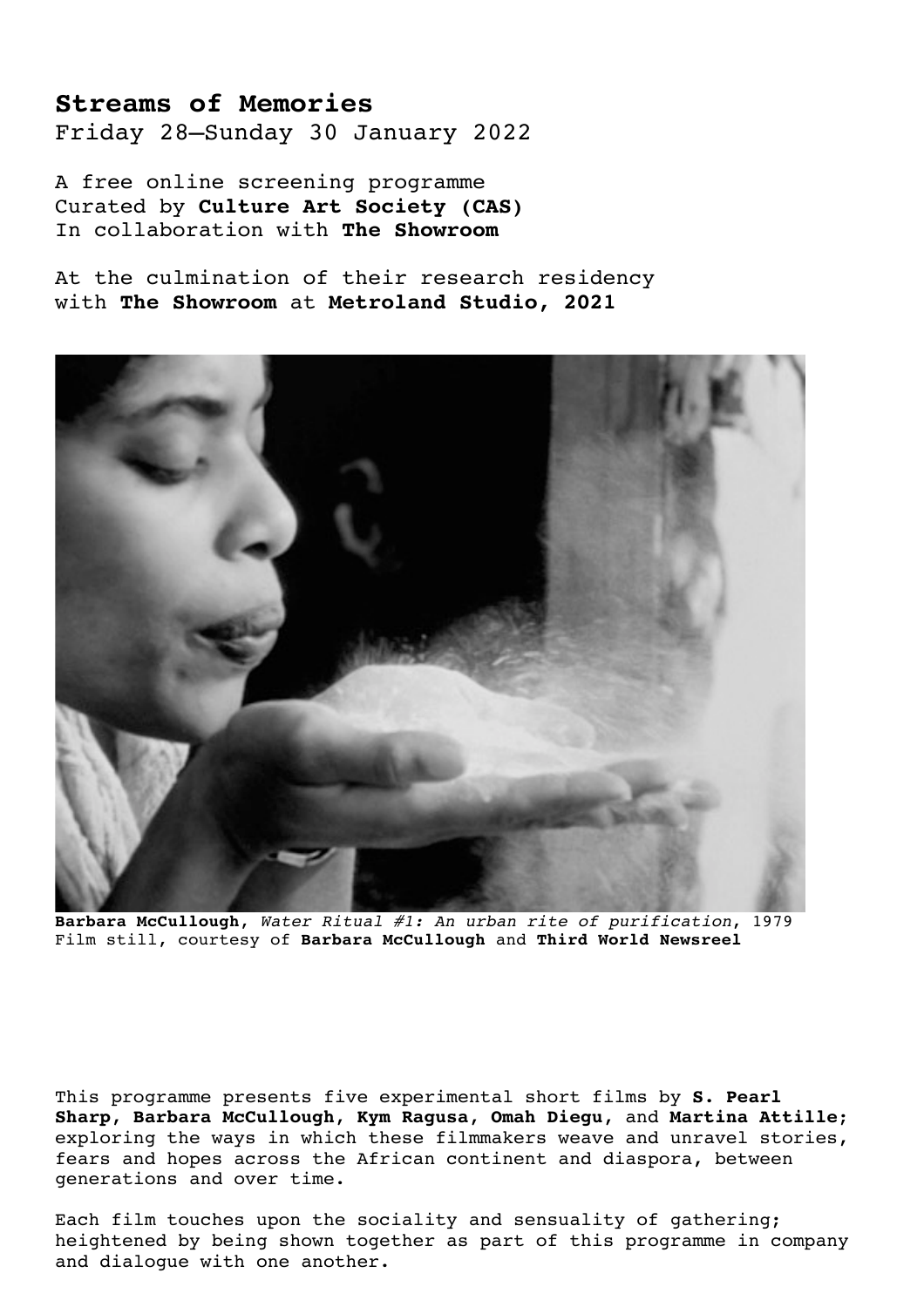# Streams of Memories

Friday 28–Sunday 30 January 2022

A free online screening programme
Curated by **Culture Art Society (CAS)**
In collaboration with **The Showroom**

At the culmination of their research residency with **The Showroom** at **Metroland Studio, 2021**

**Barbara McCullough**, *Water Ritual #1: An urban rite of purification*, 1979
Film still, courtesy of **Barbara McCullough** and **Third World Newsreel**

This programme presents five experimental short films by **S. Pearl Sharp, Barbara McCullough, Kym Ragusa, Omah Diegu,** and **Martina Attille**; exploring the ways in which these filmmakers weave and unravel stories, fears and hopes across the African continent and diaspora, between generations and over time.

Each film touches upon the sociality and sensuality of gathering; heightened by being shown together as part of this programme in company and dialogue with one another.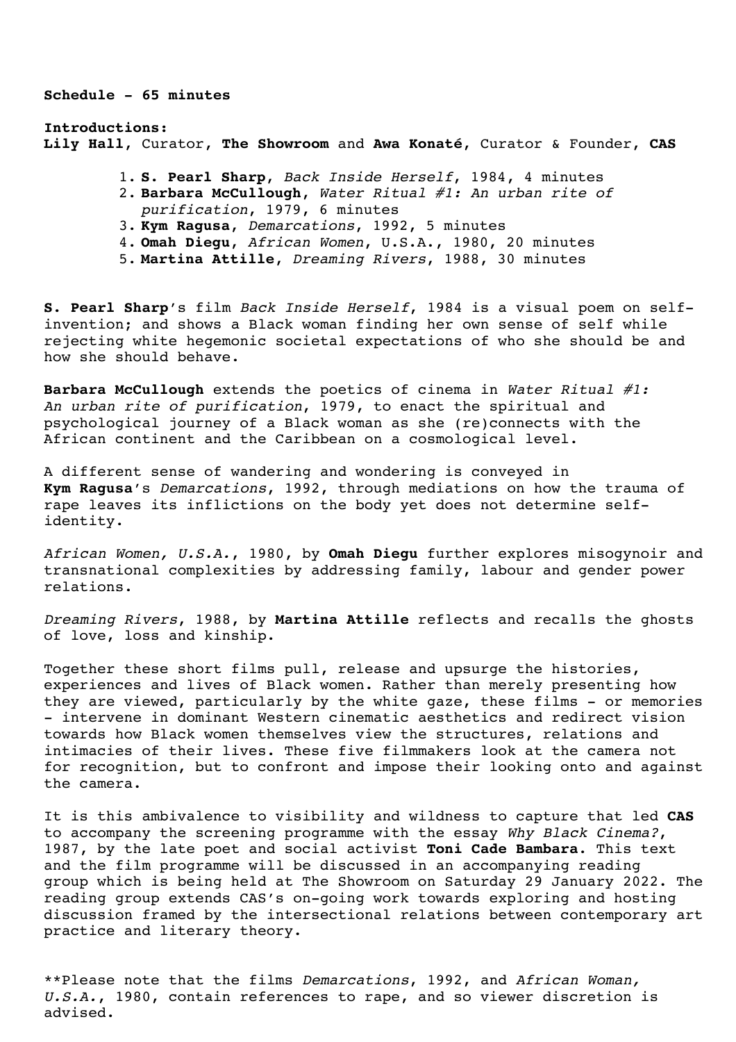**Schedule - 65 minutes**

**Introductions:**
**Lily Hall**, Curator, **The Showroom** and **Awa Konaté**, Curator & Founder, **CAS**

1. **S. Pearl Sharp**, *Back Inside Herself*, 1984, 4 minutes
2. **Barbara McCullough**, *Water Ritual #1: An urban rite of purification*, 1979, 6 minutes
3. **Kym Ragusa**, *Demarcations*, 1992, 5 minutes
4. **Omah Diegu**, *African Women*, U.S.A., 1980, 20 minutes
5. **Martina Attille**, *Dreaming Rivers*, 1988, 30 minutes

**S. Pearl Sharp**'s film *Back Inside Herself*, 1984 is a visual poem on self-invention; and shows a Black woman finding her own sense of self while rejecting white hegemonic societal expectations of who she should be and how she should behave.

**Barbara McCullough** extends the poetics of cinema in *Water Ritual #1: An urban rite of purification*, 1979, to enact the spiritual and psychological journey of a Black woman as she (re)connects with the African continent and the Caribbean on a cosmological level.

A different sense of wandering and wondering is conveyed in **Kym Ragusa**'s *Demarcations*, 1992, through mediations on how the trauma of rape leaves its inflictions on the body yet does not determine self-identity.

*African Women, U.S.A.*, 1980, by **Omah Diegu** further explores misogynoir and transnational complexities by addressing family, labour and gender power relations.

*Dreaming Rivers*, 1988, by **Martina Attille** reflects and recalls the ghosts of love, loss and kinship.

Together these short films pull, release and upsurge the histories, experiences and lives of Black women. Rather than merely presenting how they are viewed, particularly by the white gaze, these films - or memories - intervene in dominant Western cinematic aesthetics and redirect vision towards how Black women themselves view the structures, relations and intimacies of their lives. These five filmmakers look at the camera not for recognition, but to confront and impose their looking onto and against the camera.

It is this ambivalence to visibility and wildness to capture that led **CAS** to accompany the screening programme with the essay *Why Black Cinema?*, 1987, by the late poet and social activist **Toni Cade Bambara.** This text and the film programme will be discussed in an accompanying reading group which is being held at The Showroom on Saturday 29 January 2022. The reading group extends CAS's on-going work towards exploring and hosting discussion framed by the intersectional relations between contemporary art practice and literary theory.

**Please note that the films *Demarcations*, 1992, and *African Woman, U.S.A.*, 1980, contain references to rape, and so viewer discretion is advised.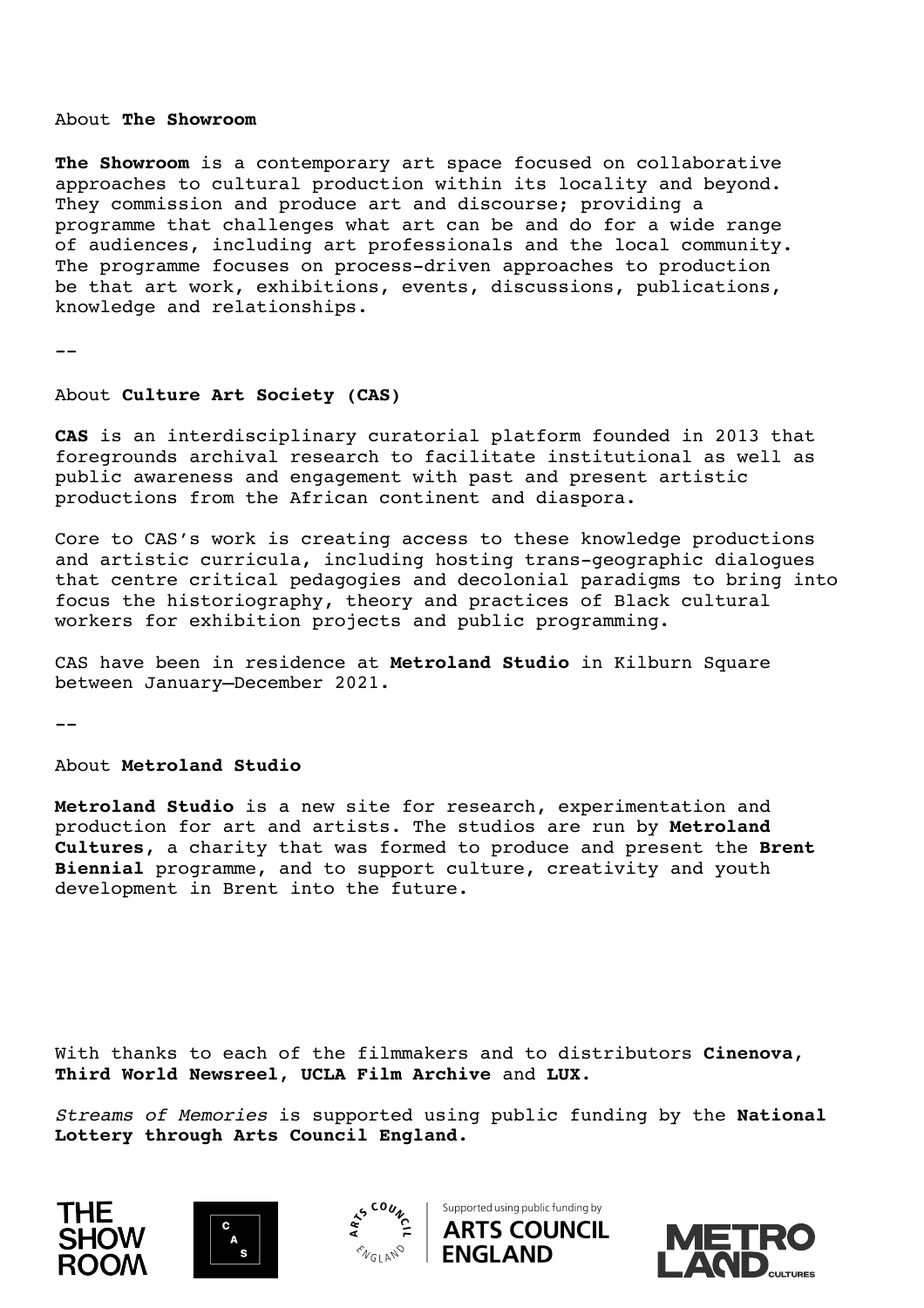About **The Showroom**

**The Showroom** is a contemporary art space focused on collaborative approaches to cultural production within its locality and beyond. They commission and produce art and discourse; providing a programme that challenges what art can be and do for a wide range of audiences, including art professionals and the local community. The programme focuses on process-driven approaches to production be that art work, exhibitions, events, discussions, publications, knowledge and relationships.

--

About **Culture Art Society (CAS)**

**CAS** is an interdisciplinary curatorial platform founded in 2013 that foregrounds archival research to facilitate institutional as well as public awareness and engagement with past and present artistic productions from the African continent and diaspora.

Core to CAS's work is creating access to these knowledge productions and artistic curricula, including hosting trans-geographic dialogues that centre critical pedagogies and decolonial paradigms to bring into focus the historiography, theory and practices of Black cultural workers for exhibition projects and public programming.

CAS have been in residence at **Metroland Studio** in Kilburn Square between January–December 2021.

--

About **Metroland Studio**

**Metroland Studio** is a new site for research, experimentation and production for art and artists. The studios are run by **Metroland Cultures**, a charity that was formed to produce and present the **Brent Biennial** programme, and to support culture, creativity and youth development in Brent into the future.

With thanks to each of the filmmakers and to distributors **Cinenova, Third World Newsreel, UCLA Film Archive** and **LUX.**

*Streams of Memories* is supported using public funding by the **National Lottery through Arts Council England.**

THE SHOW ROOM

CAS

Supported using public funding by ARTS COUNCIL ENGLAND

METRO LAND CULTURES